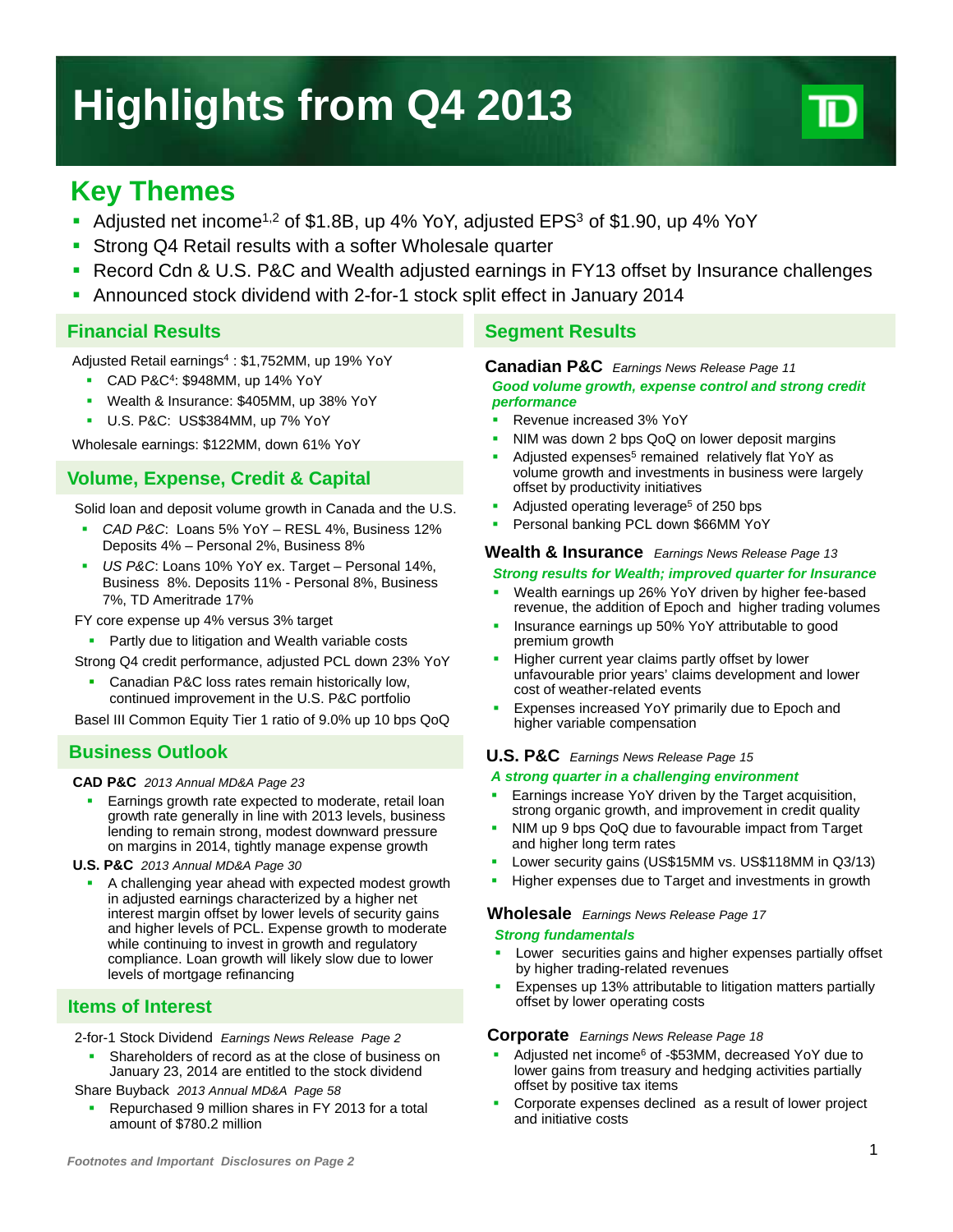# Highlights from Q4 2013

## Key Themes

- Adjusted net income[1,2] of $1.8B, up 4% YoY, adjusted EPS[3] of $1.90, up 4% YoY
- Strong Q4 Retail results with a softer Wholesale quarter
- Record Cdn & U.S. P&C and Wealth adjusted earnings in FY13 offset by Insurance challenges
- Announced stock dividend with 2-for-1 stock split effect in January 2014

## Financial Results

Adjusted Retail earnings[4] : $1,752MM, up 19% YoY

- CAD P&C[4]: $948MM, up 14% YoY
- Wealth & Insurance: $405MM, up 38% YoY
- U.S. P&C: US$384MM, up 7% YoY

Wholesale earnings: $122MM, down 61% YoY

## Volume, Expense, Credit & Capital

Solid loan and deposit volume growth in Canada and the U.S.

- *CAD P&C*: Loans 5% YoY – RESL 4%, Business 12% Deposits 4% – Personal 2%, Business 8%
- *US P&C*: Loans 10% YoY ex. Target – Personal 14%, Business 8%. Deposits 11% - Personal 8%, Business 7%, TD Ameritrade 17%

FY core expense up 4% versus 3% target

- Partly due to litigation and Wealth variable costs

Strong Q4 credit performance, adjusted PCL down 23% YoY

- Canadian P&C loss rates remain historically low, continued improvement in the U.S. P&C portfolio

Basel III Common Equity Tier 1 ratio of 9.0% up 10 bps QoQ

## Business Outlook

**CAD P&C** *2013 Annual MD&A Page 23*

- Earnings growth rate expected to moderate, retail loan growth rate generally in line with 2013 levels, business lending to remain strong, modest downward pressure on margins in 2014, tightly manage expense growth

**U.S. P&C** *2013 Annual MD&A Page 30*

- A challenging year ahead with expected modest growth in adjusted earnings characterized by a higher net interest margin offset by lower levels of security gains and higher levels of PCL. Expense growth to moderate while continuing to invest in growth and regulatory compliance. Loan growth will likely slow due to lower levels of mortgage refinancing

## Items of Interest

2-for-1 Stock Dividend *Earnings News Release Page 2*

- Shareholders of record as at the close of business on January 23, 2014 are entitled to the stock dividend

Share Buyback *2013 Annual MD&A Page 58*

- Repurchased 9 million shares in FY 2013 for a total amount of $780.2 million

## Segment Results

### Canadian P&C *Earnings News Release Page 11*

***Good volume growth, expense control and strong credit performance***

- Revenue increased 3% YoY
- NIM was down 2 bps QoQ on lower deposit margins
- Adjusted expenses[5] remained relatively flat YoY as volume growth and investments in business were largely offset by productivity initiatives
- Adjusted operating leverage[5] of 250 bps
- Personal banking PCL down $66MM YoY

### Wealth & Insurance *Earnings News Release Page 13*

***Strong results for Wealth; improved quarter for Insurance***

- Wealth earnings up 26% YoY driven by higher fee-based revenue, the addition of Epoch and higher trading volumes
- Insurance earnings up 50% YoY attributable to good premium growth
- Higher current year claims partly offset by lower unfavourable prior years' claims development and lower cost of weather-related events
- Expenses increased YoY primarily due to Epoch and higher variable compensation

### U.S. P&C *Earnings News Release Page 15*

***A strong quarter in a challenging environment***

- Earnings increase YoY driven by the Target acquisition, strong organic growth, and improvement in credit quality
- NIM up 9 bps QoQ due to favourable impact from Target and higher long term rates
- Lower security gains (US$15MM vs. US$118MM in Q3/13)
- Higher expenses due to Target and investments in growth

### Wholesale *Earnings News Release Page 17*

***Strong fundamentals***

- Lower securities gains and higher expenses partially offset by higher trading-related revenues
- Expenses up 13% attributable to litigation matters partially offset by lower operating costs

### Corporate *Earnings News Release Page 18*

- Adjusted net income[6] of -$53MM, decreased YoY due to lower gains from treasury and hedging activities partially offset by positive tax items
- Corporate expenses declined as a result of lower project and initiative costs

*Footnotes and Important Disclosures on Page 2*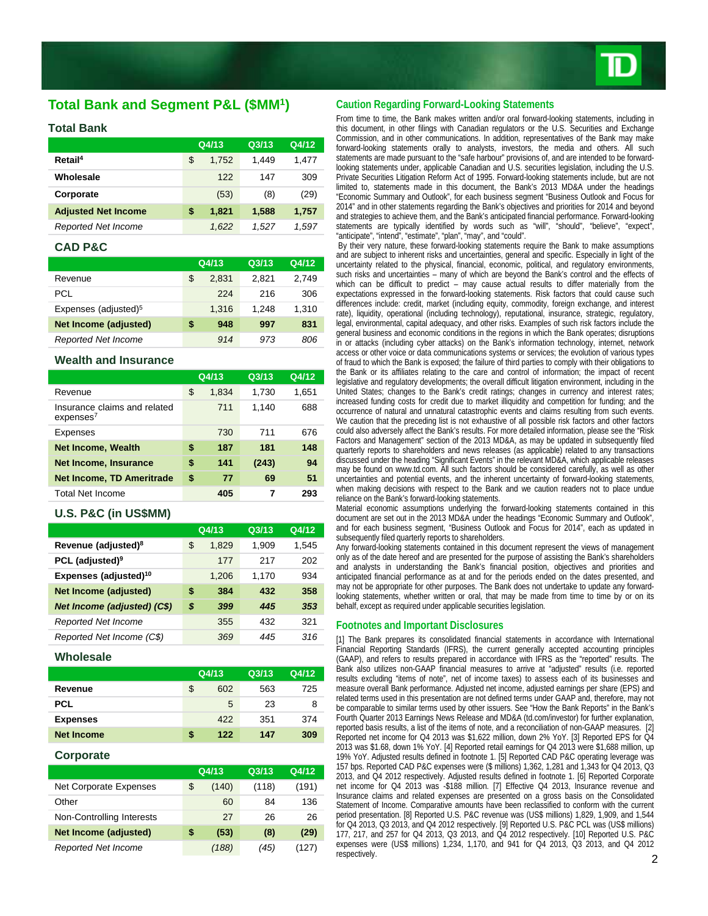## Total Bank and Segment P&L ($MM[1])

### Total Bank

| | Q4/13 | Q3/13 | Q4/12 |
|---|---|---|---|
| **Retail[4]** | $ 1,752 | 1,449 | 1,477 |
| **Wholesale** | 122 | 147 | 309 |
| **Corporate** | (53) | (8) | (29) |
| **Adjusted Net Income** | **$ 1,821** | **1,588** | **1,757** |
| *Reported Net Income* | *1,622* | *1,527* | *1,597* |

### CAD P&C

| | Q4/13 | Q3/13 | Q4/12 |
|---|---|---|---|
| Revenue | $ 2,831 | 2,821 | 2,749 |
| PCL | 224 | 216 | 306 |
| Expenses (adjusted)[5] | 1,316 | 1,248 | 1,310 |
| **Net Income (adjusted)** | **$ 948** | **997** | **831** |
| *Reported Net Income* | *914* | *973* | *806* |

### Wealth and Insurance

| | Q4/13 | Q3/13 | Q4/12 |
|---|---|---|---|
| Revenue | $ 1,834 | 1,730 | 1,651 |
| Insurance claims and related expenses[7] | 711 | 1,140 | 688 |
| Expenses | 730 | 711 | 676 |
| **Net Income, Wealth** | **$ 187** | **181** | **148** |
| **Net Income, Insurance** | **$ 141** | **(243)** | **94** |
| **Net Income, TD Ameritrade** | **$ 77** | **69** | **51** |
| Total Net Income | **405** | **7** | **293** |

### U.S. P&C (in US$MM)

| | Q4/13 | Q3/13 | Q4/12 |
|---|---|---|---|
| **Revenue (adjusted)[8]** | $ 1,829 | 1,909 | 1,545 |
| **PCL (adjusted)[9]** | 177 | 217 | 202 |
| **Expenses (adjusted)[10]** | 1,206 | 1,170 | 934 |
| **Net Income (adjusted)** | **$ 384** | **432** | **358** |
| ***Net Income (adjusted) (C$)*** | ***$ 399*** | ***445*** | ***353*** |
| *Reported Net Income* | 355 | 432 | 321 |
| *Reported Net Income (C$)* | *369* | *445* | *316* |

### Wholesale

| | Q4/13 | Q3/13 | Q4/12 |
|---|---|---|---|
| **Revenue** | $ 602 | 563 | 725 |
| **PCL** | 5 | 23 | 8 |
| **Expenses** | 422 | 351 | 374 |
| **Net Income** | **$ 122** | **147** | **309** |

### Corporate

| | Q4/13 | Q3/13 | Q4/12 |
|---|---|---|---|
| Net Corporate Expenses | $ (140) | (118) | (191) |
| Other | 60 | 84 | 136 |
| Non-Controlling Interests | 27 | 26 | 26 |
| **Net Income (adjusted)** | **$ (53)** | **(8)** | **(29)** |
| *Reported Net Income* | *(188)* | *(45)* | (127) |

## Caution Regarding Forward-Looking Statements

From time to time, the Bank makes written and/or oral forward-looking statements, including in this document, in other filings with Canadian regulators or the U.S. Securities and Exchange Commission, and in other communications. In addition, representatives of the Bank may make forward-looking statements orally to analysts, investors, the media and others. All such statements are made pursuant to the "safe harbour" provisions of, and are intended to be forward-looking statements under, applicable Canadian and U.S. securities legislation, including the U.S. Private Securities Litigation Reform Act of 1995. Forward-looking statements include, but are not limited to, statements made in this document, the Bank's 2013 MD&A under the headings "Economic Summary and Outlook", for each business segment "Business Outlook and Focus for 2014" and in other statements regarding the Bank's objectives and priorities for 2014 and beyond and strategies to achieve them, and the Bank's anticipated financial performance. Forward-looking statements are typically identified by words such as "will", "should", "believe", "expect", "anticipate", "intend", "estimate", "plan", "may", and "could".

By their very nature, these forward-looking statements require the Bank to make assumptions and are subject to inherent risks and uncertainties, general and specific. Especially in light of the uncertainty related to the physical, financial, economic, political, and regulatory environments, such risks and uncertainties – many of which are beyond the Bank's control and the effects of which can be difficult to predict – may cause actual results to differ materially from the expectations expressed in the forward-looking statements. Risk factors that could cause such differences include: credit, market (including equity, commodity, foreign exchange, and interest rate), liquidity, operational (including technology), reputational, insurance, strategic, regulatory, legal, environmental, capital adequacy, and other risks. Examples of such risk factors include the general business and economic conditions in the regions in which the Bank operates; disruptions in or attacks (including cyber attacks) on the Bank's information technology, internet, network access or other voice or data communications systems or services; the evolution of various types of fraud to which the Bank is exposed; the failure of third parties to comply with their obligations to the Bank or its affiliates relating to the care and control of information; the impact of recent legislative and regulatory developments; the overall difficult litigation environment, including in the United States; changes to the Bank's credit ratings; changes in currency and interest rates; increased funding costs for credit due to market illiquidity and competition for funding; and the occurrence of natural and unnatural catastrophic events and claims resulting from such events. We caution that the preceding list is not exhaustive of all possible risk factors and other factors could also adversely affect the Bank's results. For more detailed information, please see the "Risk Factors and Management" section of the 2013 MD&A, as may be updated in subsequently filed quarterly reports to shareholders and news releases (as applicable) related to any transactions discussed under the heading "Significant Events" in the relevant MD&A, which applicable releases may be found on www.td.com. All such factors should be considered carefully, as well as other uncertainties and potential events, and the inherent uncertainty of forward-looking statements, when making decisions with respect to the Bank and we caution readers not to place undue reliance on the Bank's forward-looking statements.

Material economic assumptions underlying the forward-looking statements contained in this document are set out in the 2013 MD&A under the headings "Economic Summary and Outlook", and for each business segment, "Business Outlook and Focus for 2014", each as updated in subsequently filed quarterly reports to shareholders.

Any forward-looking statements contained in this document represent the views of management only as of the date hereof and are presented for the purpose of assisting the Bank's shareholders and analysts in understanding the Bank's financial position, objectives and priorities and anticipated financial performance as at and for the periods ended on the dates presented, and may not be appropriate for other purposes. The Bank does not undertake to update any forward-looking statements, whether written or oral, that may be made from time to time by or on its behalf, except as required under applicable securities legislation.

## Footnotes and Important Disclosures

[1] The Bank prepares its consolidated financial statements in accordance with International Financial Reporting Standards (IFRS), the current generally accepted accounting principles (GAAP), and refers to results prepared in accordance with IFRS as the "reported" results. The Bank also utilizes non-GAAP financial measures to arrive at "adjusted" results (i.e. reported results excluding "items of note", net of income taxes) to assess each of its businesses and measure overall Bank performance. Adjusted net income, adjusted earnings per share (EPS) and related terms used in this presentation are not defined terms under GAAP and, therefore, may not be comparable to similar terms used by other issuers. See "How the Bank Reports" in the Bank's Fourth Quarter 2013 Earnings News Release and MD&A (td.com/investor) for further explanation, reported basis results, a list of the items of note, and a reconciliation of non-GAAP measures. [2] Reported net income for Q4 2013 was $1,622 million, down 2% YoY. [3] Reported EPS for Q4 2013 was $1.68, down 1% YoY. [4] Reported retail earnings for Q4 2013 were $1,688 million, up 19% YoY. Adjusted results defined in footnote 1. [5] Reported CAD P&C operating leverage was 157 bps. Reported CAD P&C expenses were ($ millions) 1,362, 1,281 and 1,343 for Q4 2013, Q3 2013, and Q4 2012 respectively. Adjusted results defined in footnote 1. [6] Reported Corporate net income for Q4 2013 was -$188 million. [7] Effective Q4 2013, Insurance revenue and Insurance claims and related expenses are presented on a gross basis on the Consolidated Statement of Income. Comparative amounts have been reclassified to conform with the current period presentation. [8] Reported U.S. P&C revenue was (US$ millions) 1,829, 1,909, and 1,544 for Q4 2013, Q3 2013, and Q4 2012 respectively. [9] Reported U.S. P&C PCL was (US$ millions) 177, 217, and 257 for Q4 2013, Q3 2013, and Q4 2012 respectively. [10] Reported U.S. P&C expenses were (US$ millions) 1,234, 1,170, and 941 for Q4 2013, Q3 2013, and Q4 2012 respectively.